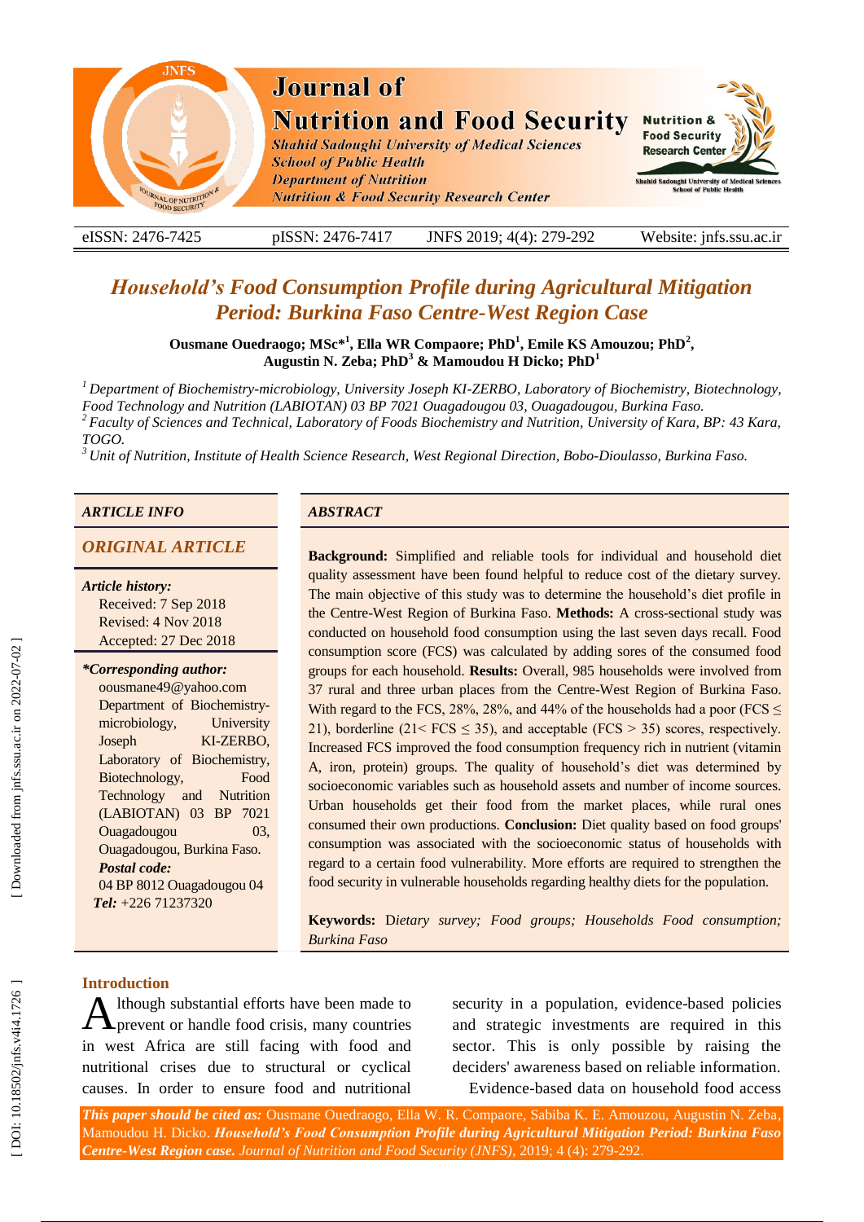# Household's Food Consumption Profile during Agricultural Mitigation Period: Burkina Faso Centre-West Region Case

**Ousmane Ouedraogo; MSc*[1], Ella WR Compaore; PhD[1], Emile KS Amouzou; PhD[2], Augustin N. Zeba; PhD[3] & Mamoudou H Dicko; PhD[1]**

*[1] Department of Biochemistry-microbiology, University Joseph KI-ZERBO, Laboratory of Biochemistry, Biotechnology, Food Technology and Nutrition (LABIOTAN) 03 BP 7021 Ouagadougou 03, Ouagadougou, Burkina Faso.*
*[2] Faculty of Sciences and Technical, Laboratory of Foods Biochemistry and Nutrition, University of Kara, BP: 43 Kara, TOGO.*
*[3] Unit of Nutrition, Institute of Health Science Research, West Regional Direction, Bobo-Dioulasso, Burkina Faso.*

## ARTICLE INFO

### ORIGINAL ARTICLE

***Article history:***
Received: 7 Sep 2018
Revised: 4 Nov 2018
Accepted: 27 Dec 2018

***Corresponding author:***
oousmane49@yahoo.com
Department of Biochemistry-microbiology, University Joseph KI-ZERBO, Laboratory of Biochemistry, Biotechnology, Food Technology and Nutrition (LABIOTAN) 03 BP 7021 Ouagadougou 03, Ouagadougou, Burkina Faso.
***Postal code:***
04 BP 8012 Ouagadougou 04
***Tel:*** +226 71237320

## ABSTRACT

**Background:** Simplified and reliable tools for individual and household diet quality assessment have been found helpful to reduce cost of the dietary survey. The main objective of this study was to determine the household's diet profile in the Centre-West Region of Burkina Faso. **Methods:** A cross-sectional study was conducted on household food consumption using the last seven days recall. Food consumption score (FCS) was calculated by adding sores of the consumed food groups for each household. **Results:** Overall, 985 households were involved from 37 rural and three urban places from the Centre-West Region of Burkina Faso. With regard to the FCS, 28%, 28%, and 44% of the households had a poor (FCS $\leq$ 21), borderline (21< FCS $\leq$ 35), and acceptable (FCS > 35) scores, respectively. Increased FCS improved the food consumption frequency rich in nutrient (vitamin A, iron, protein) groups. The quality of household's diet was determined by socioeconomic variables such as household assets and number of income sources. Urban households get their food from the market places, while rural ones consumed their own productions. **Conclusion:** Diet quality based on food groups' consumption was associated with the socioeconomic status of households with regard to a certain food vulnerability. More efforts are required to strengthen the food security in vulnerable households regarding healthy diets for the population.

**Keywords:** *Dietary survey; Food groups; Households Food consumption; Burkina Faso*

## Introduction

Although substantial efforts have been made to prevent or handle food crisis, many countries in west Africa are still facing with food and nutritional crises due to structural or cyclical causes. In order to ensure food and nutritional security in a population, evidence-based policies and strategic investments are required in this sector. This is only possible by raising the deciders' awareness based on reliable information.

Evidence-based data on household food access

***This paper should be cited as:*** Ousmane Ouedraogo, Ella W. R. Compaore, Sabiba K. E. Amouzou, Augustin N. Zeba, Mamoudou H. Dicko. ***Household's Food Consumption Profile during Agricultural Mitigation Period: Burkina Faso Centre-West Region case.*** *Journal of Nutrition and Food Security (JNFS)*, 2019; 4 (4): 279-292.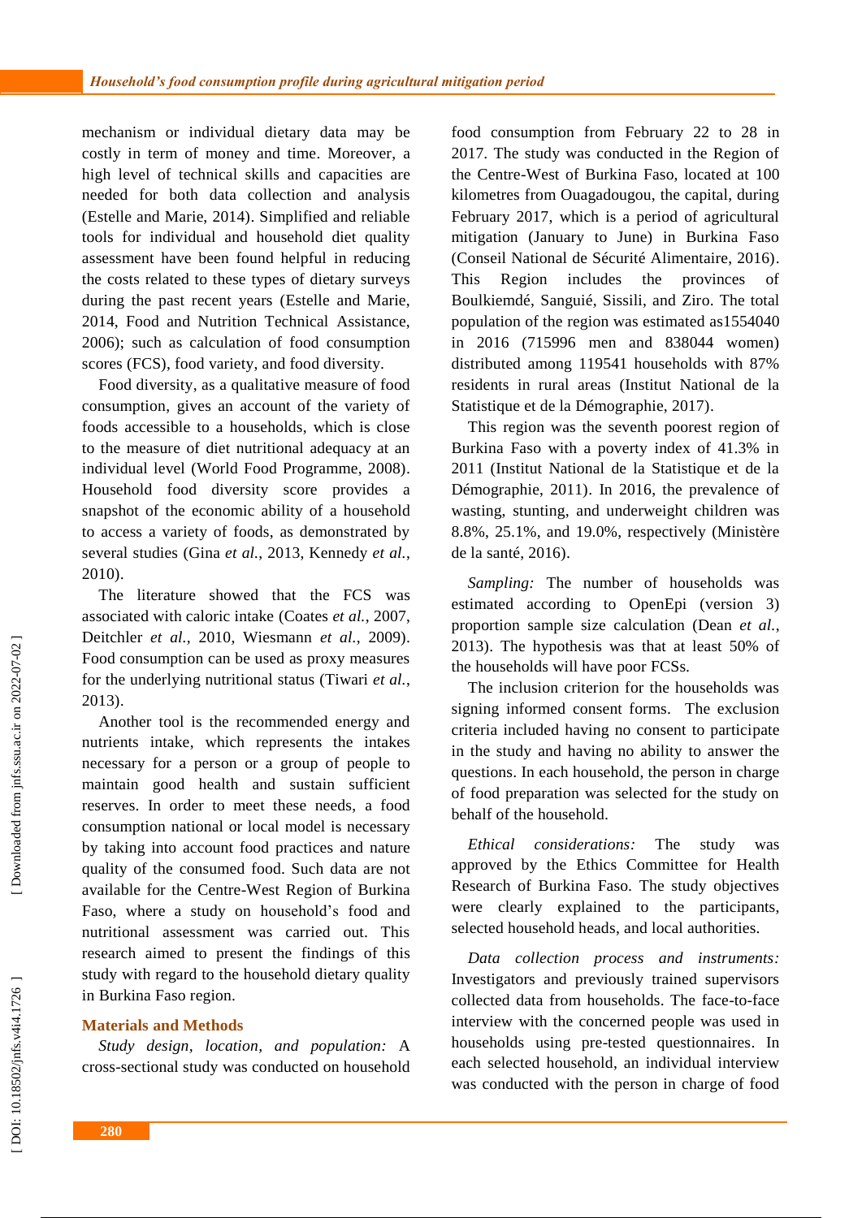mechanism or individual dietary data may be costly in term of money and time. Moreover, a high level of technical skills and capacities are needed for both data collection and analysis (Estelle and Marie, 2014). Simplified and reliable tools for individual and household diet quality assessment have been found helpful in reducing the costs related to these types of dietary surveys during the past recent years (Estelle and Marie, 2014, Food and Nutrition Technical Assistance, 2006); such as calculation of food consumption scores (FCS), food variety, and food diversity.

Food diversity, as a qualitative measure of food consumption, gives an account of the variety of foods accessible to a households, which is close to the measure of diet nutritional adequacy at an individual level (World Food Programme, 2008). Household food diversity score provides a snapshot of the economic ability of a household to access a variety of foods, as demonstrated by several studies (Gina *et al.*, 2013, Kennedy *et al.*, 2010).

The literature showed that the FCS was associated with caloric intake (Coates *et al.*, 2007, Deitchler *et al.*, 2010, Wiesmann *et al.*, 2009). Food consumption can be used as proxy measures for the underlying nutritional status (Tiwari *et al.*, 2013).

Another tool is the recommended energy and nutrients intake, which represents the intakes necessary for a person or a group of people to maintain good health and sustain sufficient reserves. In order to meet these needs, a food consumption national or local model is necessary by taking into account food practices and nature quality of the consumed food. Such data are not available for the Centre-West Region of Burkina Faso, where a study on household's food and nutritional assessment was carried out. This research aimed to present the findings of this study with regard to the household dietary quality in Burkina Faso region.

## Materials and Methods

*Study design, location, and population:* A cross-sectional study was conducted on household food consumption from February 22 to 28 in 2017. The study was conducted in the Region of the Centre-West of Burkina Faso, located at 100 kilometres from Ouagadougou, the capital, during February 2017, which is a period of agricultural mitigation (January to June) in Burkina Faso (Conseil National de Sécurité Alimentaire, 2016). This Region includes the provinces of Boulkiemdé, Sanguié, Sissili, and Ziro. The total population of the region was estimated as1554040 in 2016 (715996 men and 838044 women) distributed among 119541 households with 87% residents in rural areas (Institut National de la Statistique et de la Démographie, 2017).

This region was the seventh poorest region of Burkina Faso with a poverty index of 41.3% in 2011 (Institut National de la Statistique et de la Démographie, 2011). In 2016, the prevalence of wasting, stunting, and underweight children was 8.8%, 25.1%, and 19.0%, respectively (Ministère de la santé, 2016).

*Sampling:* The number of households was estimated according to OpenEpi (version 3) proportion sample size calculation (Dean *et al.*, 2013). The hypothesis was that at least 50% of the households will have poor FCSs.

The inclusion criterion for the households was signing informed consent forms. The exclusion criteria included having no consent to participate in the study and having no ability to answer the questions. In each household, the person in charge of food preparation was selected for the study on behalf of the household.

*Ethical considerations:* The study was approved by the Ethics Committee for Health Research of Burkina Faso. The study objectives were clearly explained to the participants, selected household heads, and local authorities.

*Data collection process and instruments:* Investigators and previously trained supervisors collected data from households. The face-to-face interview with the concerned people was used in households using pre-tested questionnaires. In each selected household, an individual interview was conducted with the person in charge of food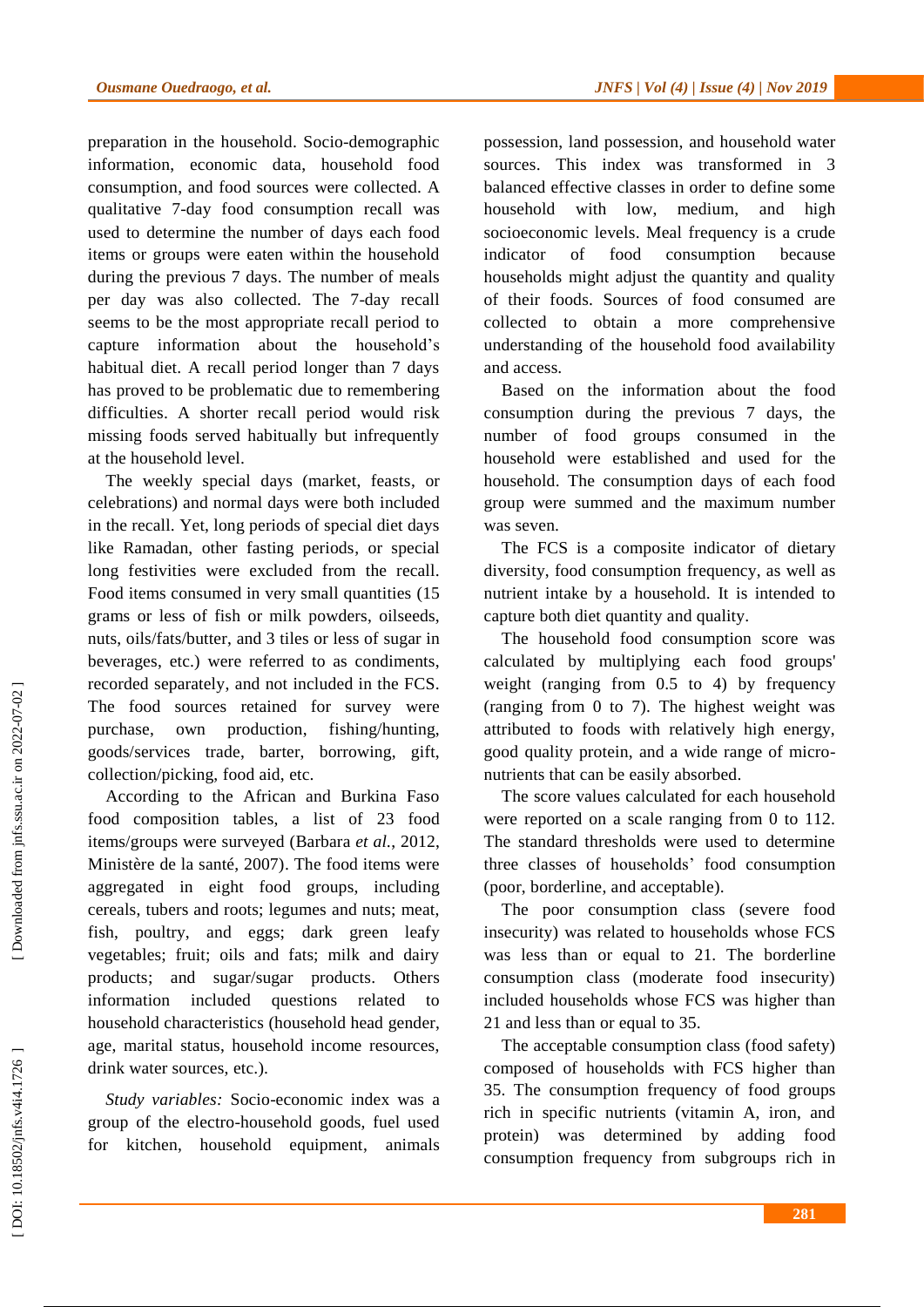preparation in the household. Socio-demographic information, economic data, household food consumption, and food sources were collected. A qualitative 7-day food consumption recall was used to determine the number of days each food items or groups were eaten within the household during the previous 7 days. The number of meals per day was also collected. The 7-day recall seems to be the most appropriate recall period to capture information about the household's habitual diet. A recall period longer than 7 days has proved to be problematic due to remembering difficulties. A shorter recall period would risk missing foods served habitually but infrequently at the household level.

The weekly special days (market, feasts, or celebrations) and normal days were both included in the recall. Yet, long periods of special diet days like Ramadan, other fasting periods, or special long festivities were excluded from the recall. Food items consumed in very small quantities (15 grams or less of fish or milk powders, oilseeds, nuts, oils/fats/butter, and 3 tiles or less of sugar in beverages, etc.) were referred to as condiments, recorded separately, and not included in the FCS. The food sources retained for survey were purchase, own production, fishing/hunting, goods/services trade, barter, borrowing, gift, collection/picking, food aid, etc.

According to the African and Burkina Faso food composition tables, a list of 23 food items/groups were surveyed (Barbara *et al.*, 2012, Ministère de la santé, 2007). The food items were aggregated in eight food groups, including cereals, tubers and roots; legumes and nuts; meat, fish, poultry, and eggs; dark green leafy vegetables; fruit; oils and fats; milk and dairy products; and sugar/sugar products. Others information included questions related to household characteristics (household head gender, age, marital status, household income resources, drink water sources, etc.).

*Study variables:* Socio-economic index was a group of the electro-household goods, fuel used for kitchen, household equipment, animals possession, land possession, and household water sources. This index was transformed in 3 balanced effective classes in order to define some household with low, medium, and high socioeconomic levels. Meal frequency is a crude indicator of food consumption because households might adjust the quantity and quality of their foods. Sources of food consumed are collected to obtain a more comprehensive understanding of the household food availability and access.

Based on the information about the food consumption during the previous 7 days, the number of food groups consumed in the household were established and used for the household. The consumption days of each food group were summed and the maximum number was seven.

The FCS is a composite indicator of dietary diversity, food consumption frequency, as well as nutrient intake by a household. It is intended to capture both diet quantity and quality.

The household food consumption score was calculated by multiplying each food groups' weight (ranging from 0.5 to 4) by frequency (ranging from 0 to 7). The highest weight was attributed to foods with relatively high energy, good quality protein, and a wide range of micro-nutrients that can be easily absorbed.

The score values calculated for each household were reported on a scale ranging from 0 to 112. The standard thresholds were used to determine three classes of households' food consumption (poor, borderline, and acceptable).

The poor consumption class (severe food insecurity) was related to households whose FCS was less than or equal to 21. The borderline consumption class (moderate food insecurity) included households whose FCS was higher than 21 and less than or equal to 35.

The acceptable consumption class (food safety) composed of households with FCS higher than 35. The consumption frequency of food groups rich in specific nutrients (vitamin A, iron, and protein) was determined by adding food consumption frequency from subgroups rich in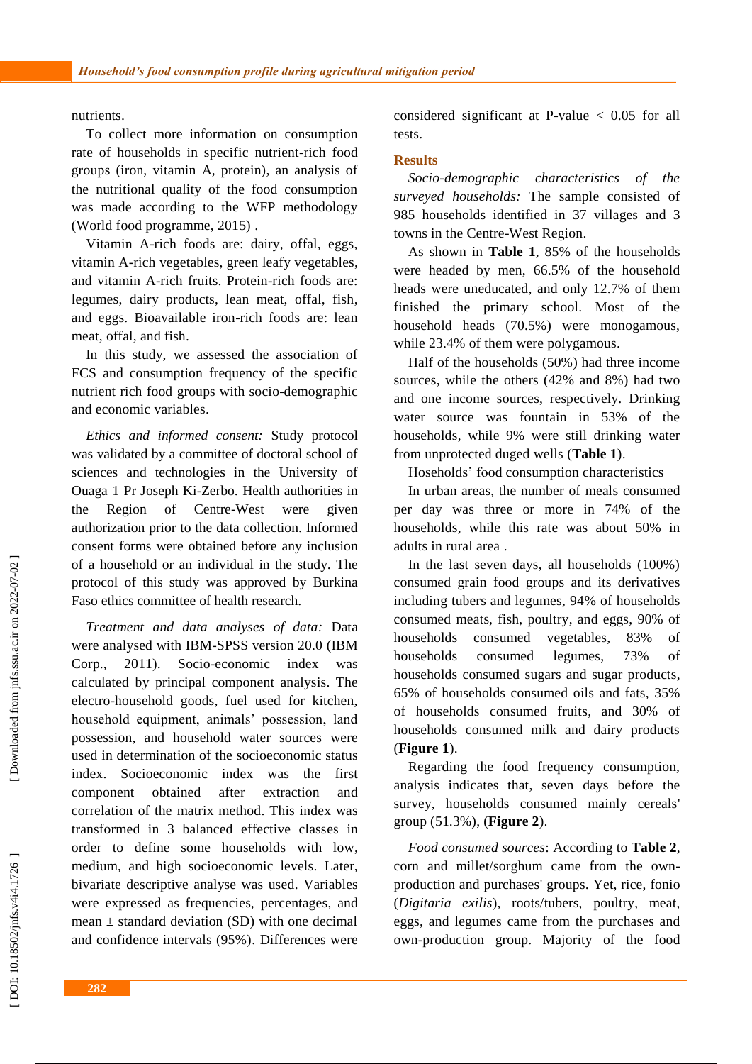nutrients.

To collect more information on consumption rate of households in specific nutrient-rich food groups (iron, vitamin A, protein), an analysis of the nutritional quality of the food consumption was made according to the WFP methodology (World food programme, 2015) .

Vitamin A-rich foods are: dairy, offal, eggs, vitamin A-rich vegetables, green leafy vegetables, and vitamin A-rich fruits. Protein-rich foods are: legumes, dairy products, lean meat, offal, fish, and eggs. Bioavailable iron-rich foods are: lean meat, offal, and fish.

In this study, we assessed the association of FCS and consumption frequency of the specific nutrient rich food groups with socio-demographic and economic variables.

*Ethics and informed consent:* Study protocol was validated by a committee of doctoral school of sciences and technologies in the University of Ouaga 1 Pr Joseph Ki-Zerbo. Health authorities in the Region of Centre-West were given authorization prior to the data collection. Informed consent forms were obtained before any inclusion of a household or an individual in the study. The protocol of this study was approved by Burkina Faso ethics committee of health research.

*Treatment and data analyses of data:* Data were analysed with IBM-SPSS version 20.0 (IBM Corp., 2011). Socio-economic index was calculated by principal component analysis. The electro-household goods, fuel used for kitchen, household equipment, animals' possession, land possession, and household water sources were used in determination of the socioeconomic status index. Socioeconomic index was the first component obtained after extraction and correlation of the matrix method. This index was transformed in 3 balanced effective classes in order to define some households with low, medium, and high socioeconomic levels. Later, bivariate descriptive analyse was used. Variables were expressed as frequencies, percentages, and mean ± standard deviation (SD) with one decimal and confidence intervals (95%). Differences were considered significant at P-value < 0.05 for all tests.

## Results

*Socio-demographic characteristics of the surveyed households:* The sample consisted of 985 households identified in 37 villages and 3 towns in the Centre-West Region.

As shown in **Table 1**, 85% of the households were headed by men, 66.5% of the household heads were uneducated, and only 12.7% of them finished the primary school. Most of the household heads (70.5%) were monogamous, while 23.4% of them were polygamous.

Half of the households (50%) had three income sources, while the others (42% and 8%) had two and one income sources, respectively. Drinking water source was fountain in 53% of the households, while 9% were still drinking water from unprotected duged wells (**Table 1**).

Hoseholds' food consumption characteristics

In urban areas, the number of meals consumed per day was three or more in 74% of the households, while this rate was about 50% in adults in rural area .

In the last seven days, all households (100%) consumed grain food groups and its derivatives including tubers and legumes, 94% of households consumed meats, fish, poultry, and eggs, 90% of households consumed vegetables, 83% of households consumed legumes, 73% of households consumed sugars and sugar products, 65% of households consumed oils and fats, 35% of households consumed fruits, and 30% of households consumed milk and dairy products (**Figure 1**).

Regarding the food frequency consumption, analysis indicates that, seven days before the survey, households consumed mainly cereals' group (51.3%), (**Figure 2**).

*Food consumed sources*: According to **Table 2**, corn and millet/sorghum came from the own-production and purchases' groups. Yet, rice, fonio (*Digitaria exilis*), roots/tubers, poultry, meat, eggs, and legumes came from the purchases and own-production group. Majority of the food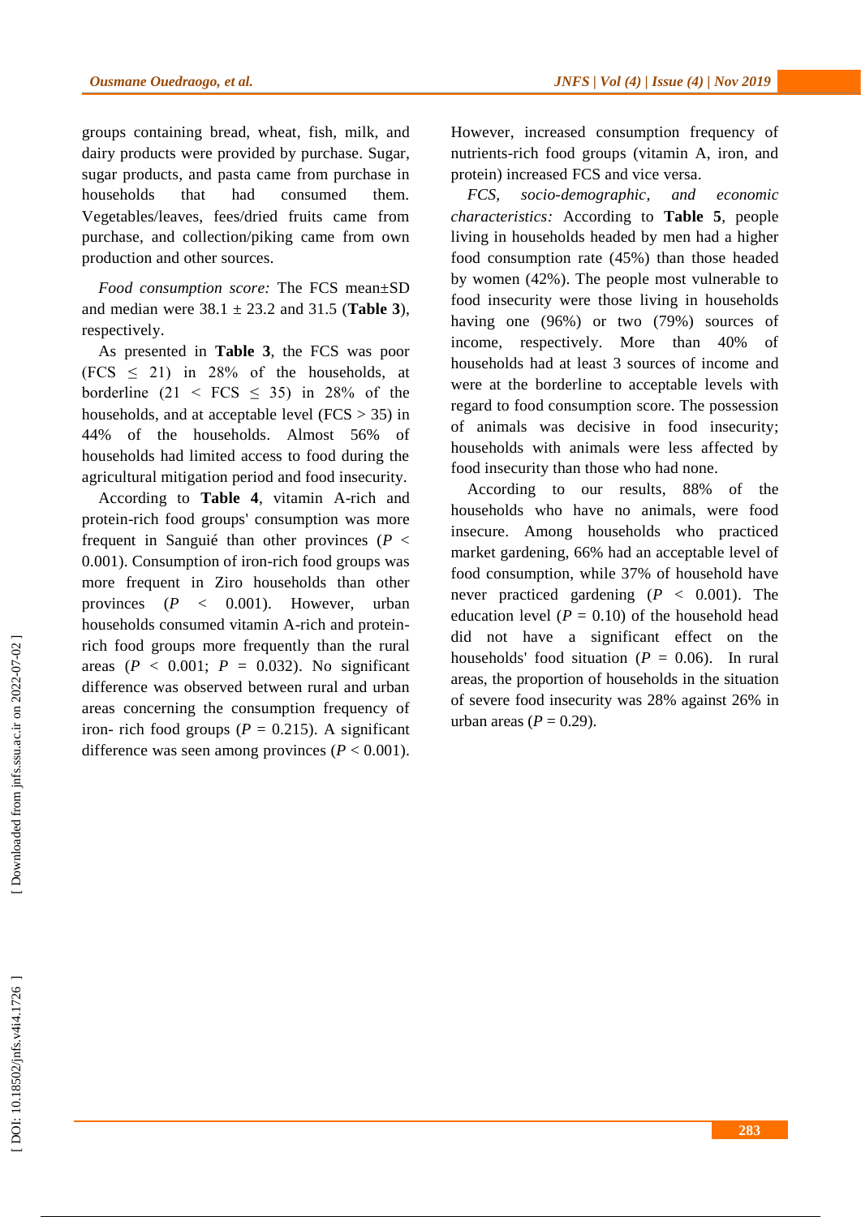groups containing bread, wheat, fish, milk, and dairy products were provided by purchase. Sugar, sugar products, and pasta came from purchase in households that had consumed them. Vegetables/leaves, fees/dried fruits came from purchase, and collection/piking came from own production and other sources.

*Food consumption score:* The FCS mean±SD and median were 38.1 ± 23.2 and 31.5 (**Table 3**), respectively.

As presented in **Table 3**, the FCS was poor (FCS ≤ 21) in 28% of the households, at borderline (21 < FCS ≤ 35) in 28% of the households, and at acceptable level (FCS > 35) in 44% of the households. Almost 56% of households had limited access to food during the agricultural mitigation period and food insecurity.

According to **Table 4**, vitamin A-rich and protein-rich food groups' consumption was more frequent in Sanguié than other provinces (*P* < 0.001). Consumption of iron-rich food groups was more frequent in Ziro households than other provinces (*P* < 0.001). However, urban households consumed vitamin A-rich and protein-rich food groups more frequently than the rural areas (*P* < 0.001; *P* = 0.032). No significant difference was observed between rural and urban areas concerning the consumption frequency of iron- rich food groups (*P* = 0.215). A significant difference was seen among provinces (*P* < 0.001). However, increased consumption frequency of nutrients-rich food groups (vitamin A, iron, and protein) increased FCS and vice versa.

*FCS, socio-demographic, and economic characteristics:* According to **Table 5**, people living in households headed by men had a higher food consumption rate (45%) than those headed by women (42%). The people most vulnerable to food insecurity were those living in households having one (96%) or two (79%) sources of income, respectively. More than 40% of households had at least 3 sources of income and were at the borderline to acceptable levels with regard to food consumption score. The possession of animals was decisive in food insecurity; households with animals were less affected by food insecurity than those who had none.

According to our results, 88% of the households who have no animals, were food insecure. Among households who practiced market gardening, 66% had an acceptable level of food consumption, while 37% of household have never practiced gardening (*P* < 0.001). The education level (*P* = 0.10) of the household head did not have a significant effect on the households' food situation (*P* = 0.06). In rural areas, the proportion of households in the situation of severe food insecurity was 28% against 26% in urban areas (*P* = 0.29).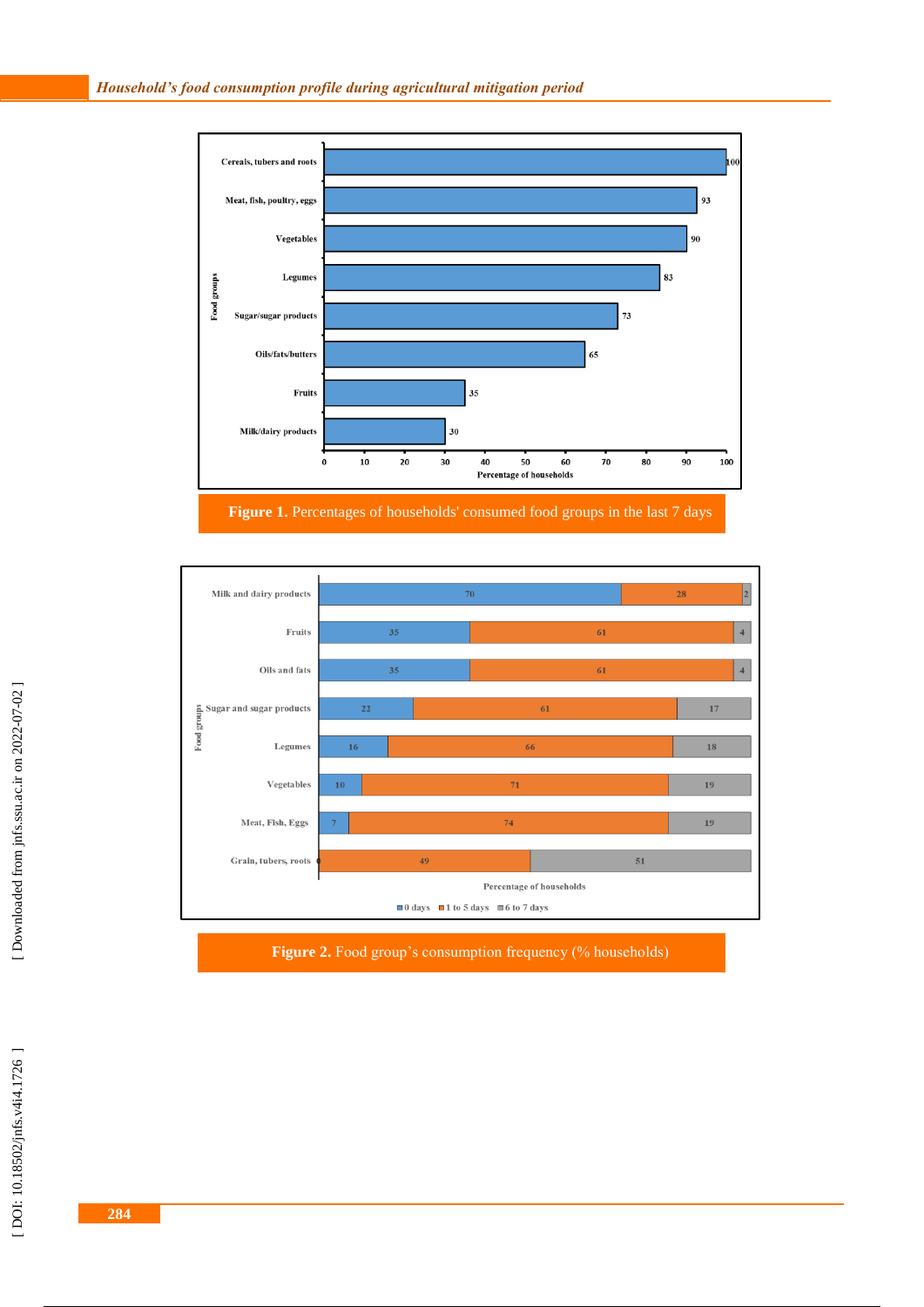| Food groups | Percentage of households |
|---|---|
| Cereals, tubers and roots | 100 |
| Meat, fish, poultry, eggs | 93 |
| Vegetables | 90 |
| Legumes | 83 |
| Sugar/sugar products | 73 |
| Oils/fats/butters | 65 |
| Fruits | 35 |
| Milk/dairy products | 30 |

**Figure 1.** Percentages of households' consumed food groups in the last 7 days

| Food groups | 0 days | 1 to 5 days | 6 to 7 days |
|---|---|---|---|
| Milk and dairy products | 70 | 28 | 2 |
| Fruits | 35 | 61 | 4 |
| Oils and fats | 35 | 61 | 4 |
| Sugar and sugar products | 22 | 61 | 17 |
| Legumes | 16 | 66 | 18 |
| Vegetables | 10 | 71 | 19 |
| Meat, Fish, Eggs | 7 | 74 | 19 |
| Grain, tubers, roots | 0 | 49 | 51 |

**Figure 2.** Food group's consumption frequency (% households)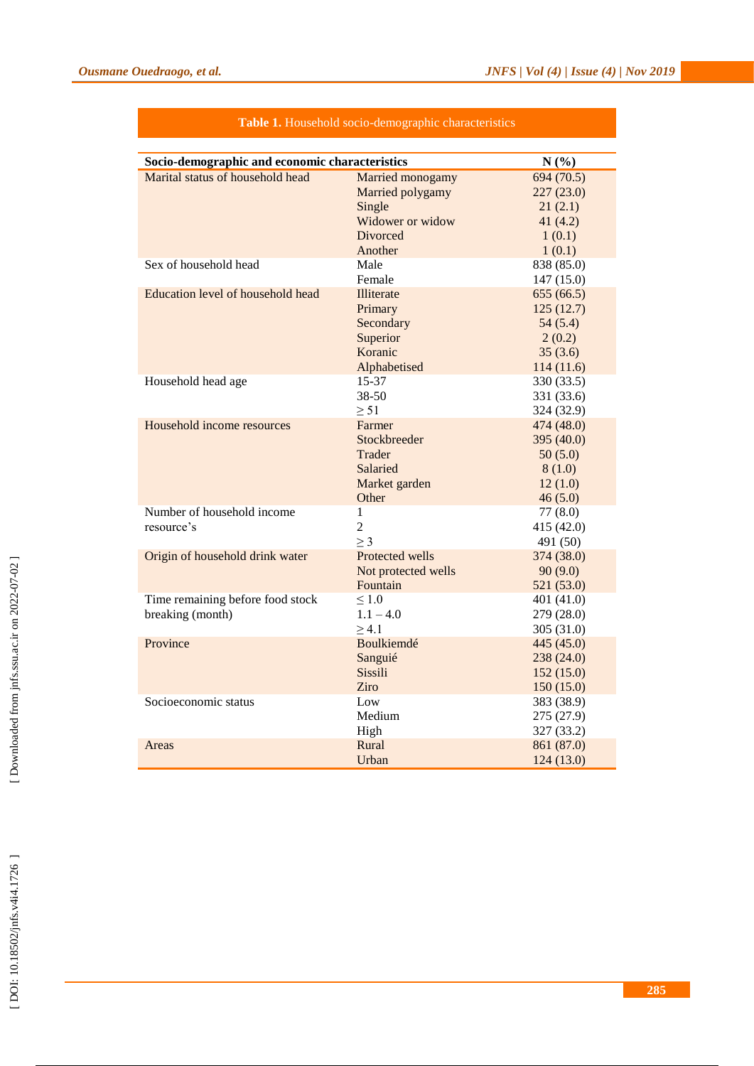**Table 1.** Household socio-demographic characteristics

| Socio-demographic and economic characteristics | | N (%) |
|---|---|---|
| Marital status of household head | Married monogamy | 694 (70.5) |
| | Married polygamy | 227 (23.0) |
| | Single | 21 (2.1) |
| | Widower or widow | 41 (4.2) |
| | Divorced | 1 (0.1) |
| | Another | 1 (0.1) |
| Sex of household head | Male | 838 (85.0) |
| | Female | 147 (15.0) |
| Education level of household head | Illiterate | 655 (66.5) |
| | Primary | 125 (12.7) |
| | Secondary | 54 (5.4) |
| | Superior | 2 (0.2) |
| | Koranic | 35 (3.6) |
| | Alphabetised | 114 (11.6) |
| Household head age | 15-37 | 330 (33.5) |
| | 38-50 | 331 (33.6) |
| | ≥ 51 | 324 (32.9) |
| Household income resources | Farmer | 474 (48.0) |
| | Stockbreeder | 395 (40.0) |
| | Trader | 50 (5.0) |
| | Salaried | 8 (1.0) |
| | Market garden | 12 (1.0) |
| | Other | 46 (5.0) |
| Number of household income resource's | 1 | 77 (8.0) |
| | 2 | 415 (42.0) |
| | ≥ 3 | 491 (50) |
| Origin of household drink water | Protected wells | 374 (38.0) |
| | Not protected wells | 90 (9.0) |
| | Fountain | 521 (53.0) |
| Time remaining before food stock breaking (month) | ≤ 1.0 | 401 (41.0) |
| | 1.1 – 4.0 | 279 (28.0) |
| | ≥ 4.1 | 305 (31.0) |
| Province | Boulkiemdé | 445 (45.0) |
| | Sanguié | 238 (24.0) |
| | Sissili | 152 (15.0) |
| | Ziro | 150 (15.0) |
| Socioeconomic status | Low | 383 (38.9) |
| | Medium | 275 (27.9) |
| | High | 327 (33.2) |
| Areas | Rural | 861 (87.0) |
| | Urban | 124 (13.0) |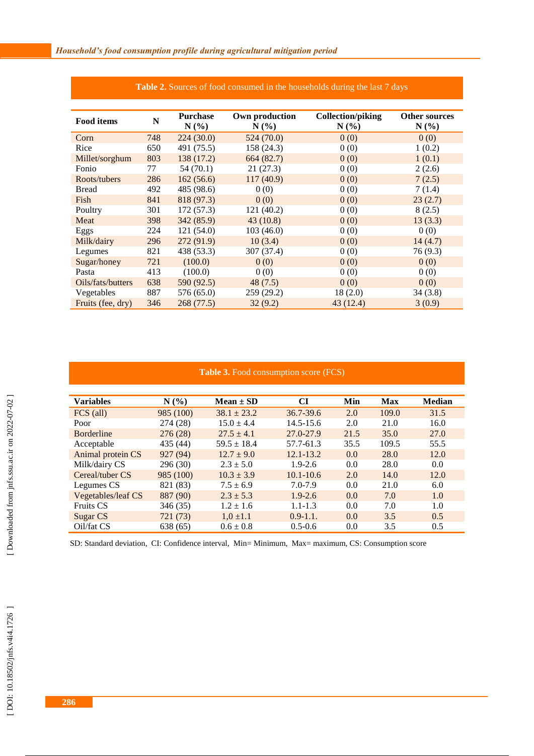**Table 2.** Sources of food consumed in the households during the last 7 days

| Food items | N | Purchase N (%) | Own production N (%) | Collection/piking N (%) | Other sources N (%) |
|---|---|---|---|---|---|
| Corn | 748 | 224 (30.0) | 524 (70.0) | 0 (0) | 0 (0) |
| Rice | 650 | 491 (75.5) | 158 (24.3) | 0 (0) | 1 (0.2) |
| Millet/sorghum | 803 | 138 (17.2) | 664 (82.7) | 0 (0) | 1 (0.1) |
| Fonio | 77 | 54 (70.1) | 21 (27.3) | 0 (0) | 2 (2.6) |
| Roots/tubers | 286 | 162 (56.6) | 117 (40.9) | 0 (0) | 7 (2.5) |
| Bread | 492 | 485 (98.6) | 0 (0) | 0 (0) | 7 (1.4) |
| Fish | 841 | 818 (97.3) | 0 (0) | 0 (0) | 23 (2.7) |
| Poultry | 301 | 172 (57.3) | 121 (40.2) | 0 (0) | 8 (2.5) |
| Meat | 398 | 342 (85.9) | 43 (10.8) | 0 (0) | 13 (3.3) |
| Eggs | 224 | 121 (54.0) | 103 (46.0) | 0 (0) | 0 (0) |
| Milk/dairy | 296 | 272 (91.9) | 10 (3.4) | 0 (0) | 14 (4.7) |
| Legumes | 821 | 438 (53.3) | 307 (37.4) | 0 (0) | 76 (9.3) |
| Sugar/honey | 721 | (100.0) | 0 (0) | 0 (0) | 0 (0) |
| Pasta | 413 | (100.0) | 0 (0) | 0 (0) | 0 (0) |
| Oils/fats/butters | 638 | 590 (92.5) | 48 (7.5) | 0 (0) | 0 (0) |
| Vegetables | 887 | 576 (65.0) | 259 (29.2) | 18 (2.0) | 34 (3.8) |
| Fruits (fee, dry) | 346 | 268 (77.5) | 32 (9.2) | 43 (12.4) | 3 (0.9) |

**Table 3.** Food consumption score (FCS)

| Variables | N (%) | Mean ± SD | CI | Min | Max | Median |
|---|---|---|---|---|---|---|
| FCS (all) | 985 (100) | 38.1 ± 23.2 | 36.7-39.6 | 2.0 | 109.0 | 31.5 |
| Poor | 274 (28) | 15.0 ± 4.4 | 14.5-15.6 | 2.0 | 21.0 | 16.0 |
| Borderline | 276 (28) | 27.5 ± 4.1 | 27.0-27.9 | 21.5 | 35.0 | 27.0 |
| Acceptable | 435 (44) | 59.5 ± 18.4 | 57.7-61.3 | 35.5 | 109.5 | 55.5 |
| Animal protein CS | 927 (94) | 12.7 ± 9.0 | 12.1-13.2 | 0.0 | 28.0 | 12.0 |
| Milk/dairy CS | 296 (30) | 2.3 ± 5.0 | 1.9-2.6 | 0.0 | 28.0 | 0.0 |
| Cereal/tuber CS | 985 (100) | 10.3 ± 3.9 | 10.1-10.6 | 2.0 | 14.0 | 12.0 |
| Legumes CS | 821 (83) | 7.5 ± 6.9 | 7.0-7.9 | 0.0 | 21.0 | 6.0 |
| Vegetables/leaf CS | 887 (90) | 2.3 ± 5.3 | 1.9-2.6 | 0.0 | 7.0 | 1.0 |
| Fruits CS | 346 (35) | 1.2 ± 1.6 | 1.1-1.3 | 0.0 | 7.0 | 1.0 |
| Sugar CS | 721 (73) | 1,0 ±1.1 | 0.9-1.1. | 0.0 | 3.5 | 0.5 |
| Oil/fat CS | 638 (65) | 0.6 ± 0.8 | 0.5-0.6 | 0.0 | 3.5 | 0.5 |

SD: Standard deviation, CI: Confidence interval, Min= Minimum, Max= maximum, CS: Consumption score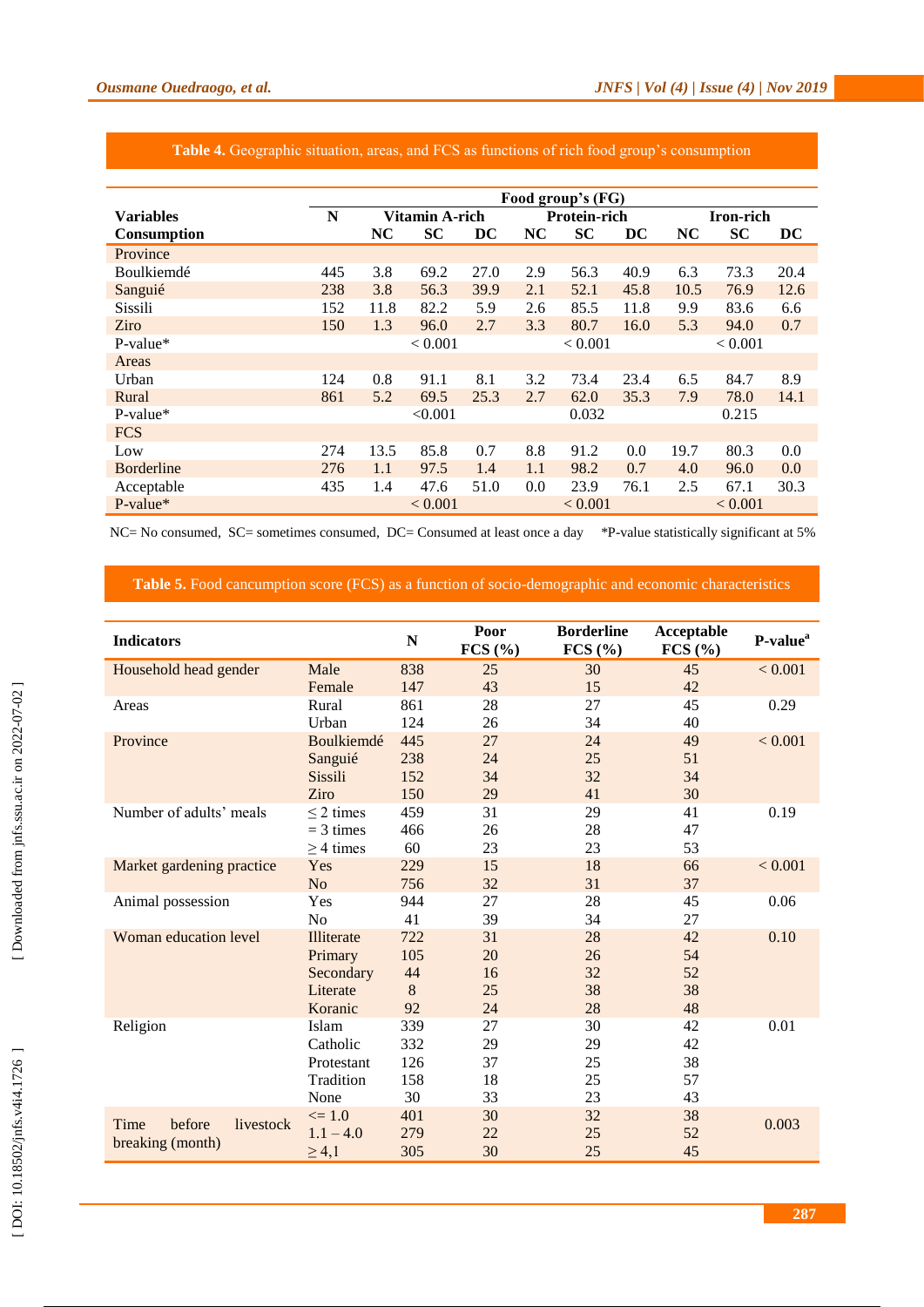**Table 4.** Geographic situation, areas, and FCS as functions of rich food group's consumption

| Variables Consumption | N | Vitamin A-rich | | | Protein-rich | | | Iron-rich | | |
|---|---|---|---|---|---|---|---|---|---|---|
| | | NC | SC | DC | NC | SC | DC | NC | SC | DC |
| Province | | | | | | | | | | |
| Boulkiemdé | 445 | 3.8 | 69.2 | 27.0 | 2.9 | 56.3 | 40.9 | 6.3 | 73.3 | 20.4 |
| Sanguié | 238 | 3.8 | 56.3 | 39.9 | 2.1 | 52.1 | 45.8 | 10.5 | 76.9 | 12.6 |
| Sissili | 152 | 11.8 | 82.2 | 5.9 | 2.6 | 85.5 | 11.8 | 9.9 | 83.6 | 6.6 |
| Ziro | 150 | 1.3 | 96.0 | 2.7 | 3.3 | 80.7 | 16.0 | 5.3 | 94.0 | 0.7 |
| P-value* | | | < 0.001 | | | < 0.001 | | | < 0.001 | |
| Areas | | | | | | | | | | |
| Urban | 124 | 0.8 | 91.1 | 8.1 | 3.2 | 73.4 | 23.4 | 6.5 | 84.7 | 8.9 |
| Rural | 861 | 5.2 | 69.5 | 25.3 | 2.7 | 62.0 | 35.3 | 7.9 | 78.0 | 14.1 |
| P-value* | | | <0.001 | | | 0.032 | | | 0.215 | |
| FCS | | | | | | | | | | |
| Low | 274 | 13.5 | 85.8 | 0.7 | 8.8 | 91.2 | 0.0 | 19.7 | 80.3 | 0.0 |
| Borderline | 276 | 1.1 | 97.5 | 1.4 | 1.1 | 98.2 | 0.7 | 4.0 | 96.0 | 0.0 |
| Acceptable | 435 | 1.4 | 47.6 | 51.0 | 0.0 | 23.9 | 76.1 | 2.5 | 67.1 | 30.3 |
| P-value* | | | < 0.001 | | | < 0.001 | | | < 0.001 | |

NC= No consumed, SC= sometimes consumed, DC= Consumed at least once a day *P-value statistically significant at 5%

**Table 5.** Food cancumption score (FCS) as a function of socio-demographic and economic characteristics

| Indicators | | N | Poor FCS (%) | Borderline FCS (%) | Acceptable FCS (%) | P-value[a] |
|---|---|---|---|---|---|---|
| Household head gender | Male | 838 | 25 | 30 | 45 | < 0.001 |
| | Female | 147 | 43 | 15 | 42 | |
| Areas | Rural | 861 | 28 | 27 | 45 | 0.29 |
| | Urban | 124 | 26 | 34 | 40 | |
| Province | Boulkiemdé | 445 | 27 | 24 | 49 | < 0.001 |
| | Sanguié | 238 | 24 | 25 | 51 | |
| | Sissili | 152 | 34 | 32 | 34 | |
| | Ziro | 150 | 29 | 41 | 30 | |
| Number of adults' meals | ≤ 2 times | 459 | 31 | 29 | 41 | 0.19 |
| | = 3 times | 466 | 26 | 28 | 47 | |
| | ≥ 4 times | 60 | 23 | 23 | 53 | |
| Market gardening practice | Yes | 229 | 15 | 18 | 66 | < 0.001 |
| | No | 756 | 32 | 31 | 37 | |
| Animal possession | Yes | 944 | 27 | 28 | 45 | 0.06 |
| | No | 41 | 39 | 34 | 27 | |
| Woman education level | Illiterate | 722 | 31 | 28 | 42 | 0.10 |
| | Primary | 105 | 20 | 26 | 54 | |
| | Secondary | 44 | 16 | 32 | 52 | |
| | Literate | 8 | 25 | 38 | 38 | |
| | Koranic | 92 | 24 | 28 | 48 | |
| Religion | Islam | 339 | 27 | 30 | 42 | 0.01 |
| | Catholic | 332 | 29 | 29 | 42 | |
| | Protestant | 126 | 37 | 25 | 38 | |
| | Tradition | 158 | 18 | 25 | 57 | |
| | None | 30 | 33 | 23 | 43 | |
| Time before livestock breaking (month) | <= 1.0 | 401 | 30 | 32 | 38 | 0.003 |
| | 1.1 – 4.0 | 279 | 22 | 25 | 52 | |
| | ≥ 4,1 | 305 | 30 | 25 | 45 | |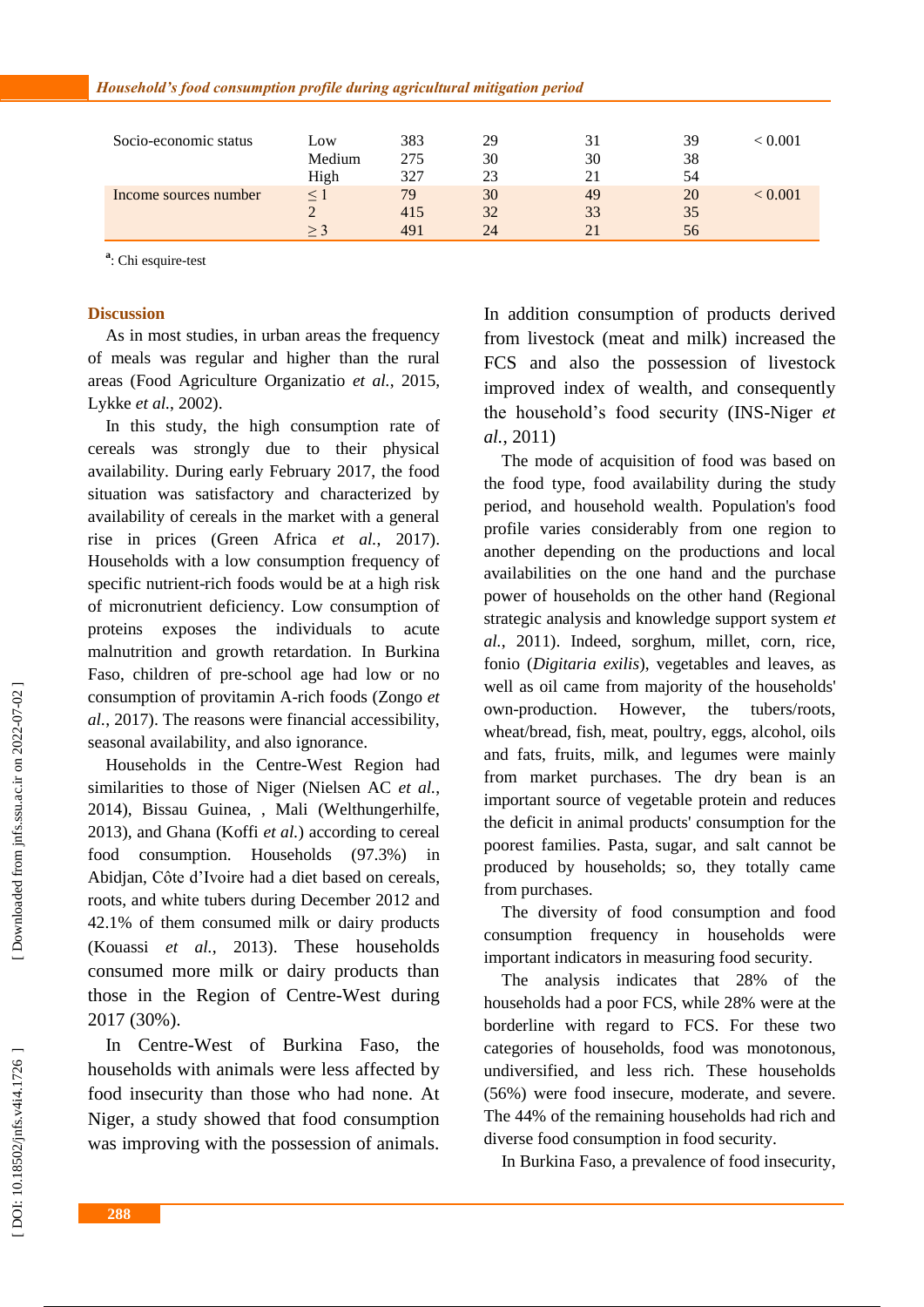| | | | | | | |
|---|---|---|---|---|---|---|
| Socio-economic status | Low | 383 | 29 | 31 | 39 | < 0.001 |
| | Medium | 275 | 30 | 30 | 38 | |
| | High | 327 | 23 | 21 | 54 | |
| Income sources number | ≤ 1 | 79 | 30 | 49 | 20 | < 0.001 |
| | 2 | 415 | 32 | 33 | 35 | |
| | ≥ 3 | 491 | 24 | 21 | 56 | |

[a]: Chi esquire-test

## Discussion

As in most studies, in urban areas the frequency of meals was regular and higher than the rural areas (Food Agriculture Organizatio *et al.*, 2015, Lykke *et al.*, 2002).

In this study, the high consumption rate of cereals was strongly due to their physical availability. During early February 2017, the food situation was satisfactory and characterized by availability of cereals in the market with a general rise in prices (Green Africa *et al.*, 2017). Households with a low consumption frequency of specific nutrient-rich foods would be at a high risk of micronutrient deficiency. Low consumption of proteins exposes the individuals to acute malnutrition and growth retardation. In Burkina Faso, children of pre-school age had low or no consumption of provitamin A-rich foods (Zongo *et al.*, 2017). The reasons were financial accessibility, seasonal availability, and also ignorance.

Households in the Centre-West Region had similarities to those of Niger (Nielsen AC *et al.*, 2014), Bissau Guinea, , Mali (Welthungerhilfe, 2013), and Ghana (Koffi *et al.*) according to cereal food consumption. Households (97.3%) in Abidjan, Côte d'Ivoire had a diet based on cereals, roots, and white tubers during December 2012 and 42.1% of them consumed milk or dairy products (Kouassi *et al.*, 2013). These households consumed more milk or dairy products than those in the Region of Centre-West during 2017 (30%).

In Centre-West of Burkina Faso, the households with animals were less affected by food insecurity than those who had none. At Niger, a study showed that food consumption was improving with the possession of animals. In addition consumption of products derived from livestock (meat and milk) increased the FCS and also the possession of livestock improved index of wealth, and consequently the household's food security (INS-Niger *et al.*, 2011)

The mode of acquisition of food was based on the food type, food availability during the study period, and household wealth. Population's food profile varies considerably from one region to another depending on the productions and local availabilities on the one hand and the purchase power of households on the other hand (Regional strategic analysis and knowledge support system *et al.*, 2011). Indeed, sorghum, millet, corn, rice, fonio (*Digitaria exilis*), vegetables and leaves, as well as oil came from majority of the households' own-production. However, the tubers/roots, wheat/bread, fish, meat, poultry, eggs, alcohol, oils and fats, fruits, milk, and legumes were mainly from market purchases. The dry bean is an important source of vegetable protein and reduces the deficit in animal products' consumption for the poorest families. Pasta, sugar, and salt cannot be produced by households; so, they totally came from purchases.

The diversity of food consumption and food consumption frequency in households were important indicators in measuring food security.

The analysis indicates that 28% of the households had a poor FCS, while 28% were at the borderline with regard to FCS. For these two categories of households, food was monotonous, undiversified, and less rich. These households (56%) were food insecure, moderate, and severe. The 44% of the remaining households had rich and diverse food consumption in food security.

In Burkina Faso, a prevalence of food insecurity,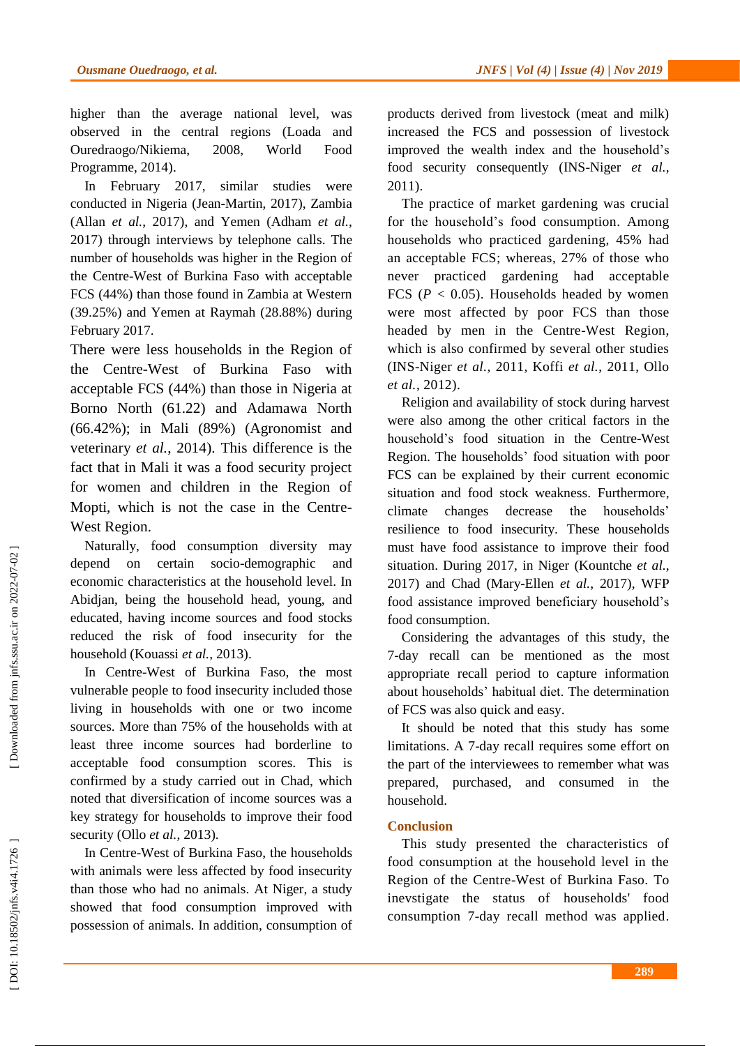higher than the average national level, was observed in the central regions (Loada and Ouredraogo/Nikiema, 2008, World Food Programme, 2014).

In February 2017, similar studies were conducted in Nigeria (Jean-Martin, 2017), Zambia (Allan *et al.*, 2017), and Yemen (Adham *et al.*, 2017) through interviews by telephone calls. The number of households was higher in the Region of the Centre-West of Burkina Faso with acceptable FCS (44%) than those found in Zambia at Western (39.25%) and Yemen at Raymah (28.88%) during February 2017.

There were less households in the Region of the Centre-West of Burkina Faso with acceptable FCS (44%) than those in Nigeria at Borno North (61.22) and Adamawa North (66.42%); in Mali (89%) (Agronomist and veterinary *et al.*, 2014). This difference is the fact that in Mali it was a food security project for women and children in the Region of Mopti, which is not the case in the Centre-West Region.

Naturally, food consumption diversity may depend on certain socio-demographic and economic characteristics at the household level. In Abidjan, being the household head, young, and educated, having income sources and food stocks reduced the risk of food insecurity for the household (Kouassi *et al.*, 2013).

In Centre-West of Burkina Faso, the most vulnerable people to food insecurity included those living in households with one or two income sources. More than 75% of the households with at least three income sources had borderline to acceptable food consumption scores. This is confirmed by a study carried out in Chad, which noted that diversification of income sources was a key strategy for households to improve their food security (Ollo *et al.*, 2013).

In Centre-West of Burkina Faso, the households with animals were less affected by food insecurity than those who had no animals. At Niger, a study showed that food consumption improved with possession of animals. In addition, consumption of products derived from livestock (meat and milk) increased the FCS and possession of livestock improved the wealth index and the household's food security consequently (INS-Niger *et al.*, 2011).

The practice of market gardening was crucial for the household's food consumption. Among households who practiced gardening, 45% had an acceptable FCS; whereas, 27% of those who never practiced gardening had acceptable FCS ($P < 0.05$). Households headed by women were most affected by poor FCS than those headed by men in the Centre-West Region, which is also confirmed by several other studies (INS-Niger *et al.*, 2011, Koffi *et al.*, 2011, Ollo *et al.*, 2012).

Religion and availability of stock during harvest were also among the other critical factors in the household's food situation in the Centre-West Region. The households' food situation with poor FCS can be explained by their current economic situation and food stock weakness. Furthermore, climate changes decrease the households' resilience to food insecurity. These households must have food assistance to improve their food situation. During 2017, in Niger (Kountche *et al.*, 2017) and Chad (Mary-Ellen *et al.*, 2017), WFP food assistance improved beneficiary household's food consumption.

Considering the advantages of this study, the 7-day recall can be mentioned as the most appropriate recall period to capture information about households' habitual diet. The determination of FCS was also quick and easy.

It should be noted that this study has some limitations. A 7-day recall requires some effort on the part of the interviewees to remember what was prepared, purchased, and consumed in the household.

## Conclusion

This study presented the characteristics of food consumption at the household level in the Region of the Centre-West of Burkina Faso. To inevstigate the status of households' food consumption 7-day recall method was applied.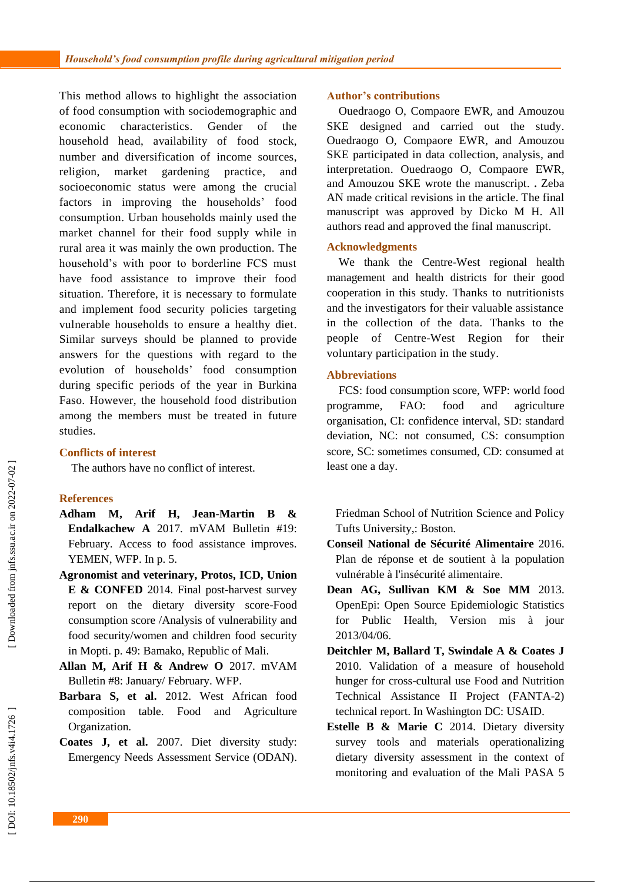This method allows to highlight the association of food consumption with sociodemographic and economic characteristics. Gender of the household head, availability of food stock, number and diversification of income sources, religion, market gardening practice, and socioeconomic status were among the crucial factors in improving the households' food consumption. Urban households mainly used the market channel for their food supply while in rural area it was mainly the own production. The household's with poor to borderline FCS must have food assistance to improve their food situation. Therefore, it is necessary to formulate and implement food security policies targeting vulnerable households to ensure a healthy diet. Similar surveys should be planned to provide answers for the questions with regard to the evolution of households' food consumption during specific periods of the year in Burkina Faso. However, the household food distribution among the members must be treated in future studies.

## Conflicts of interest

The authors have no conflict of interest.

## Author's contributions

Ouedraogo O, Compaore EWR, and Amouzou SKE designed and carried out the study. Ouedraogo O, Compaore EWR, and Amouzou SKE participated in data collection, analysis, and interpretation. Ouedraogo O, Compaore EWR, and Amouzou SKE wrote the manuscript. . Zeba AN made critical revisions in the article. The final manuscript was approved by Dicko M H. All authors read and approved the final manuscript.

## Acknowledgments

We thank the Centre-West regional health management and health districts for their good cooperation in this study. Thanks to nutritionists and the investigators for their valuable assistance in the collection of the data. Thanks to the people of Centre-West Region for their voluntary participation in the study.

## Abbreviations

FCS: food consumption score, WFP: world food programme, FAO: food and agriculture organisation, CI: confidence interval, SD: standard deviation, NC: not consumed, CS: consumption score, SC: sometimes consumed, CD: consumed at least one a day.

## References

**Adham M, Arif H, Jean-Martin B & Endalkachew A** 2017. mVAM Bulletin #19: February. Access to food assistance improves. YEMEN, WFP. In p. 5.

**Agronomist and veterinary, Protos, ICD, Union E & CONFED** 2014. Final post-harvest survey report on the dietary diversity score-Food consumption score /Analysis of vulnerability and food security/women and children food security in Mopti. p. 49: Bamako, Republic of Mali.

**Allan M, Arif H & Andrew O** 2017. mVAM Bulletin #8: January/ February. WFP.

**Barbara S, et al.** 2012. West African food composition table. Food and Agriculture Organization.

**Coates J, et al.** 2007. Diet diversity study: Emergency Needs Assessment Service (ODAN). Friedman School of Nutrition Science and Policy Tufts University,: Boston.

**Conseil National de Sécurité Alimentaire** 2016. Plan de réponse et de soutient à la population vulnérable à l'insécurité alimentaire.

**Dean AG, Sullivan KM & Soe MM** 2013. OpenEpi: Open Source Epidemiologic Statistics for Public Health, Version mis à jour 2013/04/06.

**Deitchler M, Ballard T, Swindale A & Coates J** 2010. Validation of a measure of household hunger for cross-cultural use Food and Nutrition Technical Assistance II Project (FANTA-2) technical report. In Washington DC: USAID.

**Estelle B & Marie C** 2014. Dietary diversity survey tools and materials operationalizing dietary diversity assessment in the context of monitoring and evaluation of the Mali PASA 5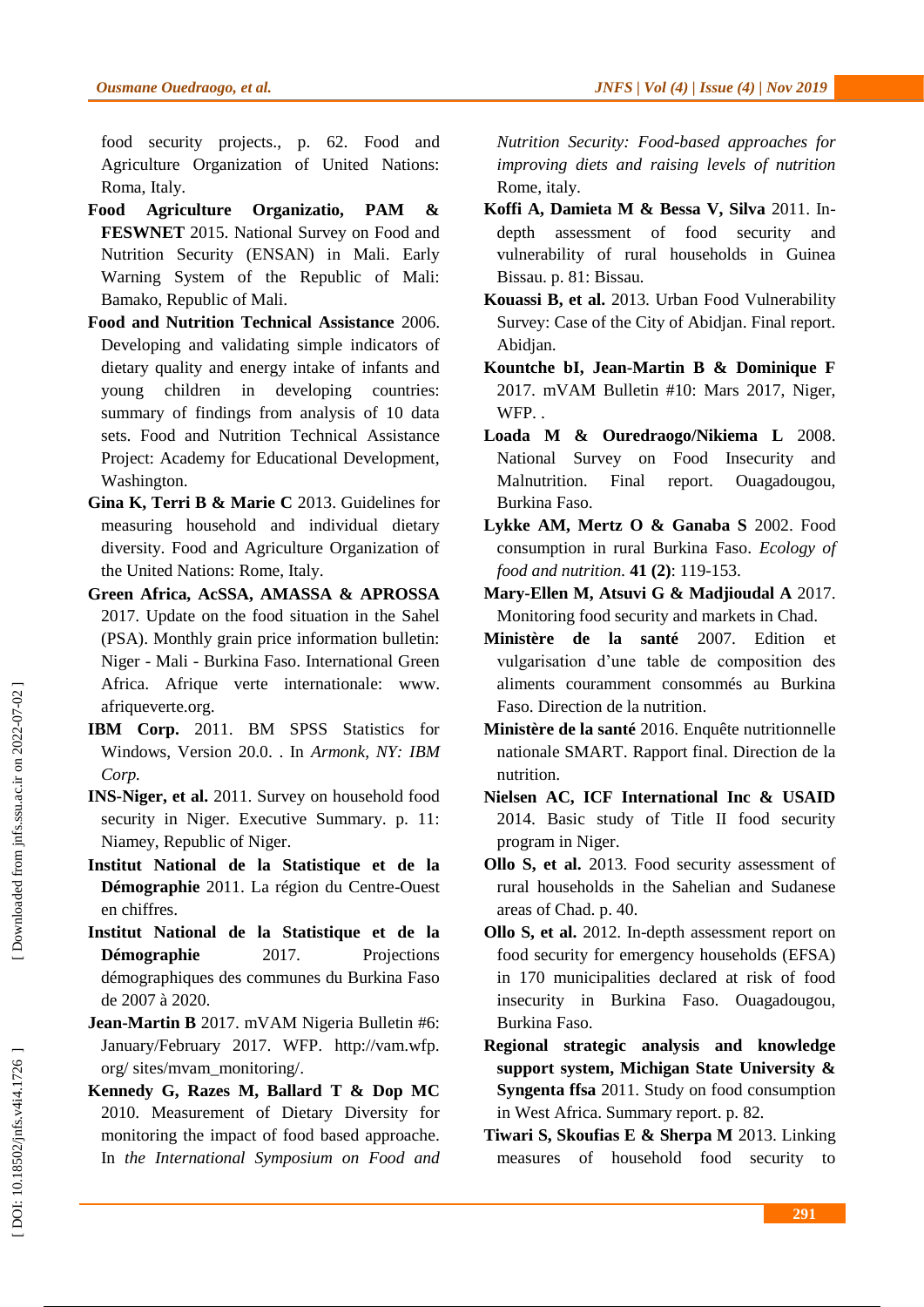food security projects., p. 62. Food and Agriculture Organization of United Nations: Roma, Italy.

**Food Agriculture Organizatio, PAM & FESWNET** 2015. National Survey on Food and Nutrition Security (ENSAN) in Mali. Early Warning System of the Republic of Mali: Bamako, Republic of Mali.

**Food and Nutrition Technical Assistance** 2006. Developing and validating simple indicators of dietary quality and energy intake of infants and young children in developing countries: summary of findings from analysis of 10 data sets. Food and Nutrition Technical Assistance Project: Academy for Educational Development, Washington.

**Gina K, Terri B & Marie C** 2013. Guidelines for measuring household and individual dietary diversity. Food and Agriculture Organization of the United Nations: Rome, Italy.

**Green Africa, AcSSA, AMASSA & APROSSA** 2017. Update on the food situation in the Sahel (PSA). Monthly grain price information bulletin: Niger - Mali - Burkina Faso. International Green Africa. Afrique verte internationale: www.afriqueverte.org.

**IBM Corp.** 2011. BM SPSS Statistics for Windows, Version 20.0. . In *Armonk, NY: IBM Corp.*

**INS-Niger, et al.** 2011. Survey on household food security in Niger. Executive Summary. p. 11: Niamey, Republic of Niger.

**Institut National de la Statistique et de la Démographie** 2011. La région du Centre-Ouest en chiffres.

**Institut National de la Statistique et de la Démographie** 2017. Projections démographiques des communes du Burkina Faso de 2007 à 2020.

**Jean-Martin B** 2017. mVAM Nigeria Bulletin #6: January/February 2017. WFP. http://vam.wfp.org/ sites/mvam_monitoring/.

**Kennedy G, Razes M, Ballard T & Dop MC** 2010. Measurement of Dietary Diversity for monitoring the impact of food based approache. In *the International Symposium on Food and Nutrition Security: Food-based approaches for improving diets and raising levels of nutrition* Rome, italy.

**Koffi A, Damieta M & Bessa V, Silva** 2011. In-depth assessment of food security and vulnerability of rural households in Guinea Bissau. p. 81: Bissau.

**Kouassi B, et al.** 2013. Urban Food Vulnerability Survey: Case of the City of Abidjan. Final report. Abidjan.

**Kountche bI, Jean-Martin B & Dominique F** 2017. mVAM Bulletin #10: Mars 2017, Niger, WFP. .

**Loada M & Ouredraogo/Nikiema L** 2008. National Survey on Food Insecurity and Malnutrition. Final report. Ouagadougou, Burkina Faso.

**Lykke AM, Mertz O & Ganaba S** 2002. Food consumption in rural Burkina Faso. *Ecology of food and nutrition.* **41 (2)**: 119-153.

**Mary-Ellen M, Atsuvi G & Madjioudal A** 2017. Monitoring food security and markets in Chad.

**Ministère de la santé** 2007. Edition et vulgarisation d'une table de composition des aliments couramment consommés au Burkina Faso. Direction de la nutrition.

**Ministère de la santé** 2016. Enquête nutritionnelle nationale SMART. Rapport final. Direction de la nutrition.

**Nielsen AC, ICF International Inc & USAID** 2014. Basic study of Title II food security program in Niger.

**Ollo S, et al.** 2013. Food security assessment of rural households in the Sahelian and Sudanese areas of Chad. p. 40.

**Ollo S, et al.** 2012. In-depth assessment report on food security for emergency households (EFSA) in 170 municipalities declared at risk of food insecurity in Burkina Faso. Ouagadougou, Burkina Faso.

**Regional strategic analysis and knowledge support system, Michigan State University & Syngenta ffsa** 2011. Study on food consumption in West Africa. Summary report. p. 82.

**Tiwari S, Skoufias E & Sherpa M** 2013. Linking measures of household food security to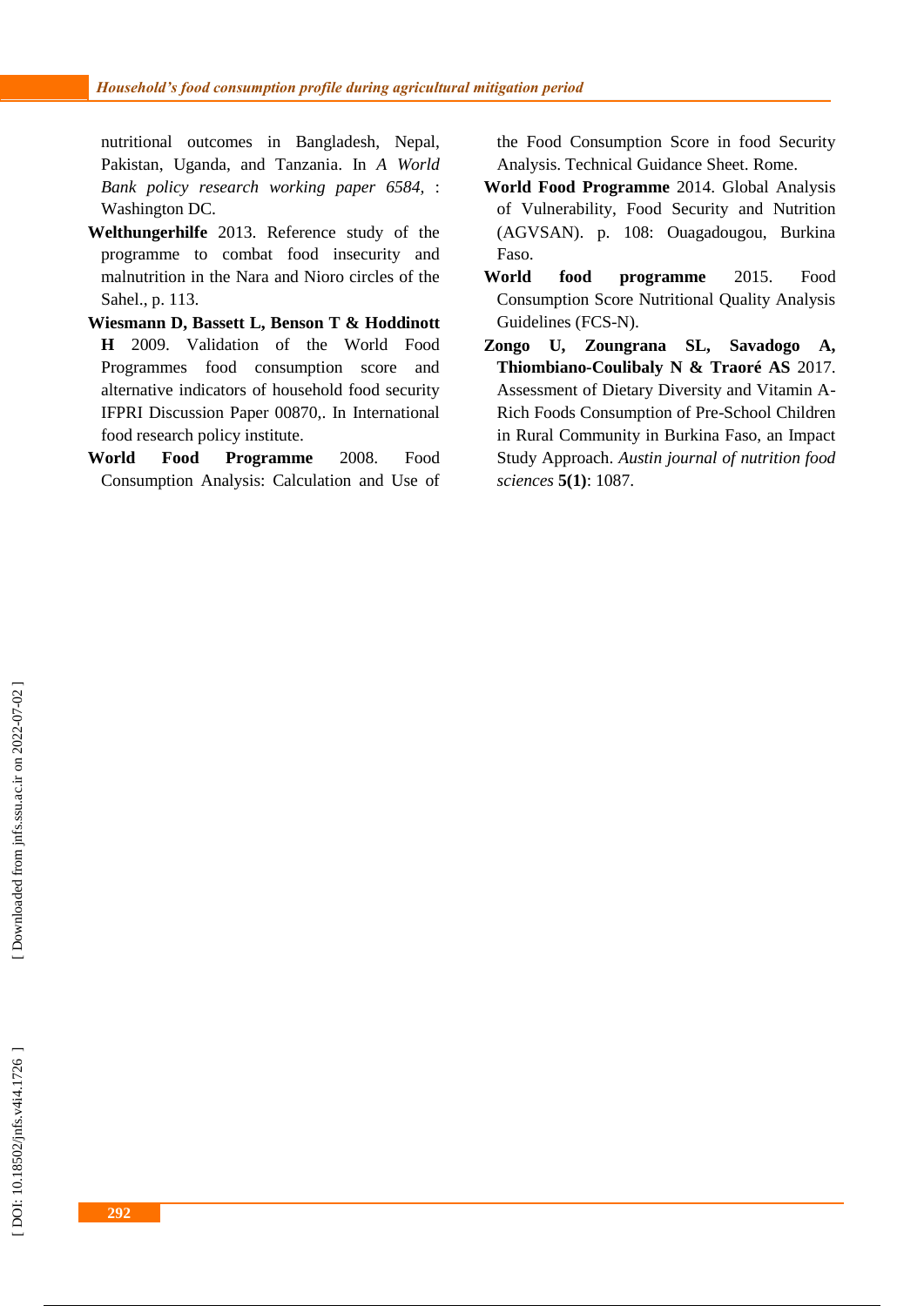nutritional outcomes in Bangladesh, Nepal, Pakistan, Uganda, and Tanzania. In *A World Bank policy research working paper 6584*, : Washington DC.

**Welthungerhilfe** 2013. Reference study of the programme to combat food insecurity and malnutrition in the Nara and Nioro circles of the Sahel., p. 113.

**Wiesmann D, Bassett L, Benson T & Hoddinott H** 2009. Validation of the World Food Programmes food consumption score and alternative indicators of household food security IFPRI Discussion Paper 00870,. In International food research policy institute.

**World Food Programme** 2008. Food Consumption Analysis: Calculation and Use of the Food Consumption Score in food Security Analysis. Technical Guidance Sheet. Rome.

**World Food Programme** 2014. Global Analysis of Vulnerability, Food Security and Nutrition (AGVSAN). p. 108: Ouagadougou, Burkina Faso.

**World food programme** 2015. Food Consumption Score Nutritional Quality Analysis Guidelines (FCS-N).

**Zongo U, Zoungrana SL, Savadogo A, Thiombiano-Coulibaly N & Traoré AS** 2017. Assessment of Dietary Diversity and Vitamin A-Rich Foods Consumption of Pre-School Children in Rural Community in Burkina Faso, an Impact Study Approach. *Austin journal of nutrition food sciences* **5(1)**: 1087.